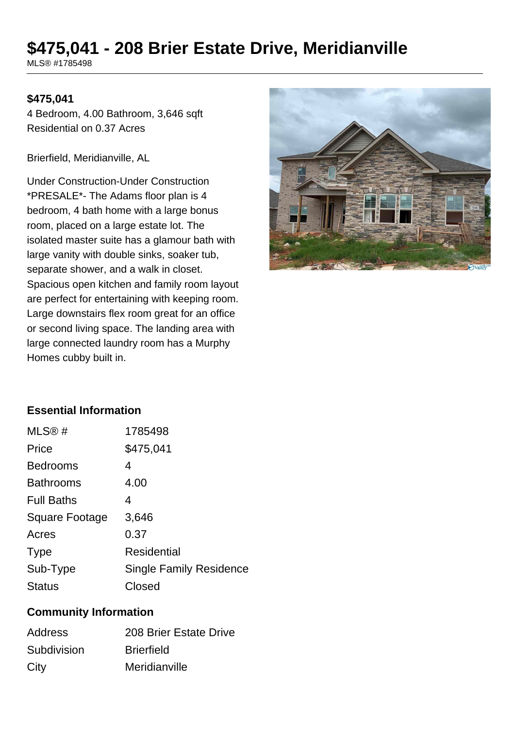# $475,041 - 208 Brier Estate Drive, Meridianville

MLS® #1785498

**$475,041**

4 Bedroom, 4.00 Bathroom, 3,646 sqft
Residential on 0.37 Acres

Brierfield, Meridianville, AL

Under Construction-Under Construction *PRESALE*- The Adams floor plan is 4 bedroom, 4 bath home with a large bonus room, placed on a large estate lot. The isolated master suite has a glamour bath with large vanity with double sinks, soaker tub, separate shower, and a walk in closet. Spacious open kitchen and family room layout are perfect for entertaining with keeping room. Large downstairs flex room great for an office or second living space. The landing area with large connected laundry room has a Murphy Homes cubby built in.

## Essential Information

| | |
|---|---|
| MLS® # | 1785498 |
| Price | $475,041 |
| Bedrooms | 4 |
| Bathrooms | 4.00 |
| Full Baths | 4 |
| Square Footage | 3,646 |
| Acres | 0.37 |
| Type | Residential |
| Sub-Type | Single Family Residence |
| Status | Closed |

## Community Information

| | |
|---|---|
| Address | 208 Brier Estate Drive |
| Subdivision | Brierfield |
| City | Meridianville |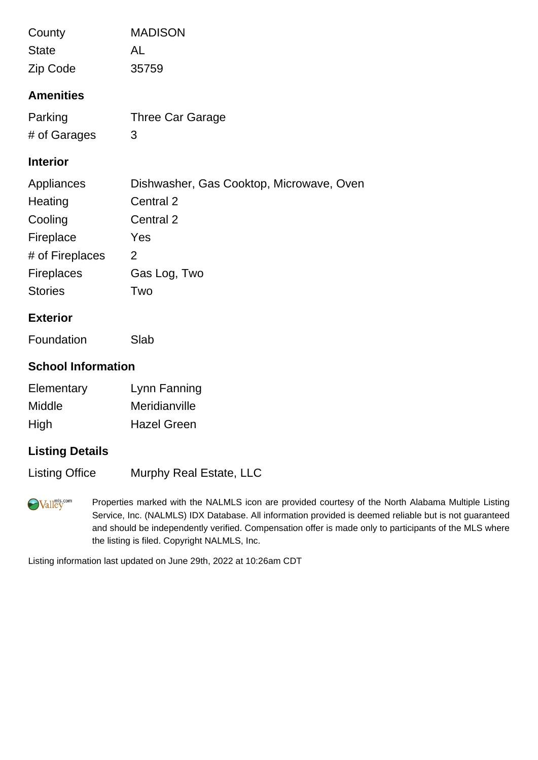| | |
|---|---|
| County | MADISON |
| State | AL |
| Zip Code | 35759 |

### Amenities

| | |
|---|---|
| Parking | Three Car Garage |
| # of Garages | 3 |

### Interior

| | |
|---|---|
| Appliances | Dishwasher, Gas Cooktop, Microwave, Oven |
| Heating | Central 2 |
| Cooling | Central 2 |
| Fireplace | Yes |
| # of Fireplaces | 2 |
| Fireplaces | Gas Log, Two |
| Stories | Two |

### Exterior

| | |
|---|---|
| Foundation | Slab |

### School Information

| | |
|---|---|
| Elementary | Lynn Fanning |
| Middle | Meridianville |
| High | Hazel Green |

### Listing Details

| | |
|---|---|
| Listing Office | Murphy Real Estate, LLC |

Properties marked with the NALMLS icon are provided courtesy of the North Alabama Multiple Listing Service, Inc. (NALMLS) IDX Database. All information provided is deemed reliable but is not guaranteed and should be independently verified. Compensation offer is made only to participants of the MLS where the listing is filed. Copyright NALMLS, Inc.

Listing information last updated on June 29th, 2022 at 10:26am CDT